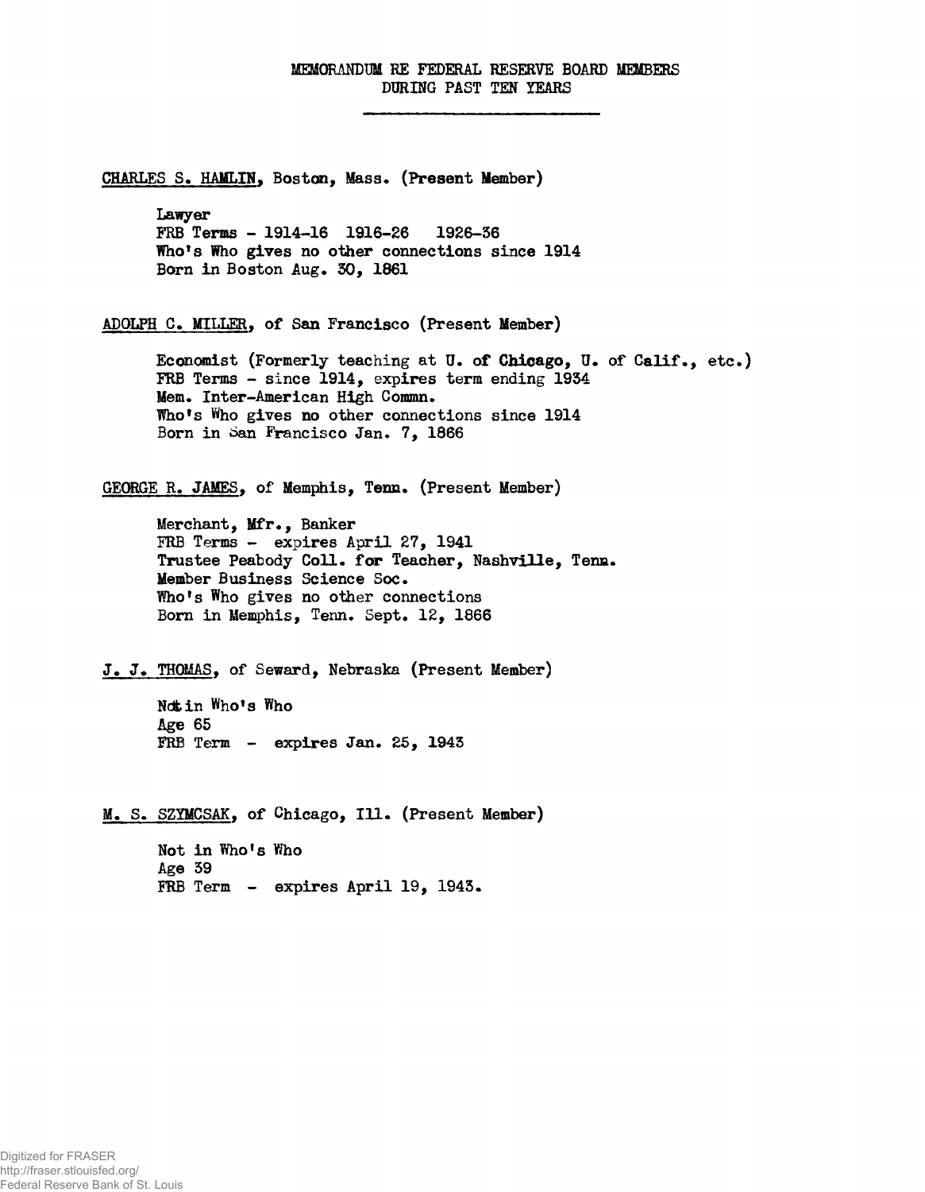# MEMORANDUM RE FEDERAL RESERVE BOARD MEMBERS DURING PAST TEN YEARS

---

<u>CHARLES S. HAMLIN</u>, Boston, Mass. (Present Member)

Lawyer
FRB Terms - 1914-16 1916-26 1926-36
Who's Who gives no other connections since 1914
Born in Boston Aug. 30, 1861

<u>ADOLPH C. MILLER</u>, of San Francisco (Present Member)

Economist (Formerly teaching at U. of Chicago, U. of Calif., etc.)
FRB Terms - since 1914, expires term ending 1934
Mem. Inter-American High Commn.
Who's Who gives no other connections since 1914
Born in San Francisco Jan. 7, 1866

<u>GEORGE R. JAMES</u>, of Memphis, Tenn. (Present Member)

Merchant, Mfr., Banker
FRB Terms - expires April 27, 1941
Trustee Peabody Coll. for Teacher, Nashville, Tenn.
Member Business Science Soc.
Who's Who gives no other connections
Born in Memphis, Tenn. Sept. 12, 1866

<u>J. J. THOMAS</u>, of Seward, Nebraska (Present Member)

Not in Who's Who
Age 65
FRB Term - expires Jan. 25, 1943

<u>M. S. SZYMCSAK</u>, of Chicago, Ill. (Present Member)

Not in Who's Who
Age 39
FRB Term - expires April 19, 1943.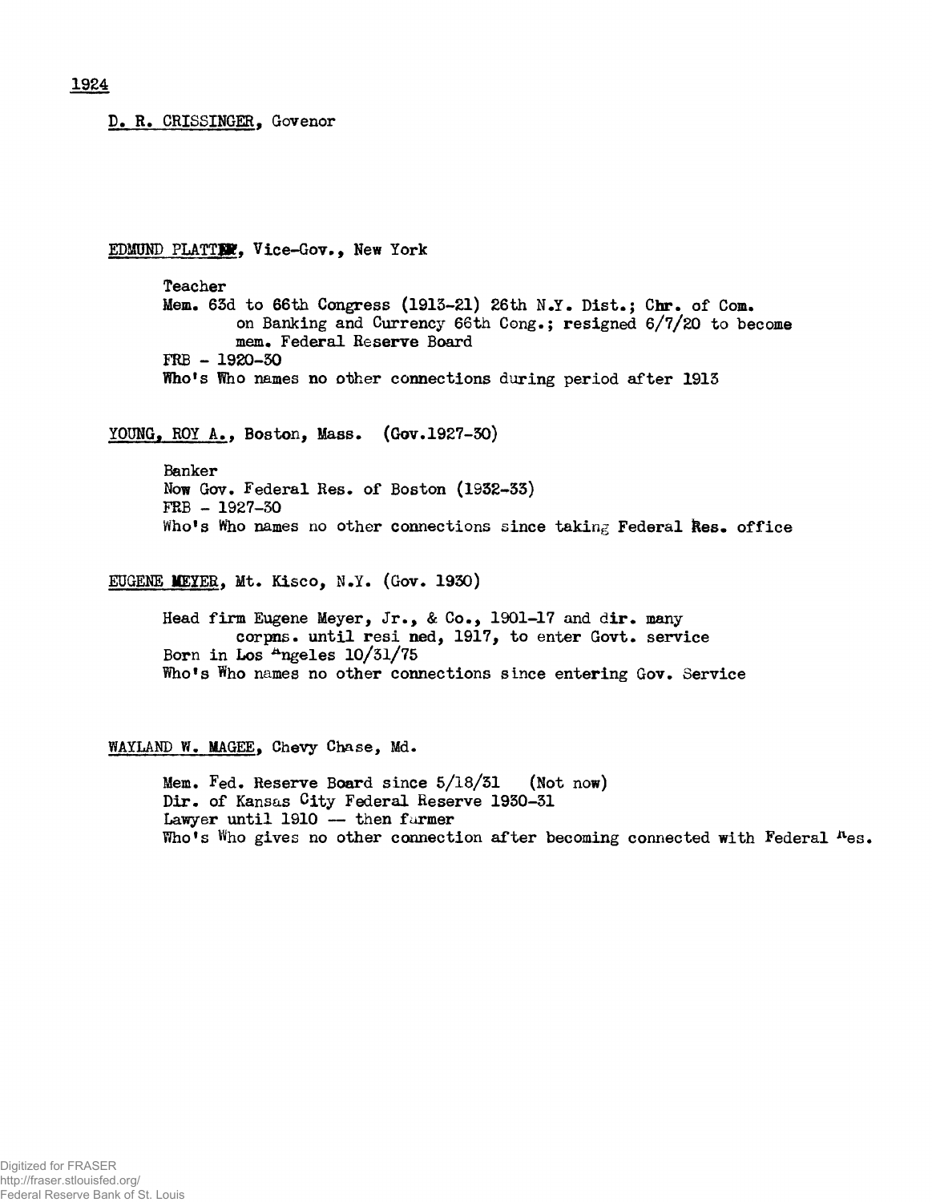1924

D. R. CRISSINGER, Govenor

EDMUND PLATTER, Vice-Gov., New York

Teacher
Mem. 63d to 66th Congress (1913-21) 26th N.Y. Dist.; Chr. of Com. on Banking and Currency 66th Cong.; resigned 6/7/20 to become mem. Federal Reserve Board
FRB - 1920-30
Who's Who names no other connections during period after 1913

YOUNG, ROY A., Boston, Mass. (Gov.1927-30)

Banker
Now Gov. Federal Res. of Boston (1932-33)
FRB - 1927-30
Who's Who names no other connections since taking Federal Res. office

EUGENE MEYER, Mt. Kisco, N.Y. (Gov. 1930)

Head firm Eugene Meyer, Jr., & Co., 1901-17 and dir. many corpns. until resi ned, 1917, to enter Govt. service
Born in Los Angeles 10/31/75
Who's Who names no other connections since entering Gov. Service

WAYLAND W. MAGEE, Chevy Chase, Md.

Mem. Fed. Reserve Board since 5/18/31 (Not now)
Dir. of Kansas City Federal Reserve 1930-31
Lawyer until 1910 -- then farmer
Who's Who gives no other connection after becoming connected with Federal Res.